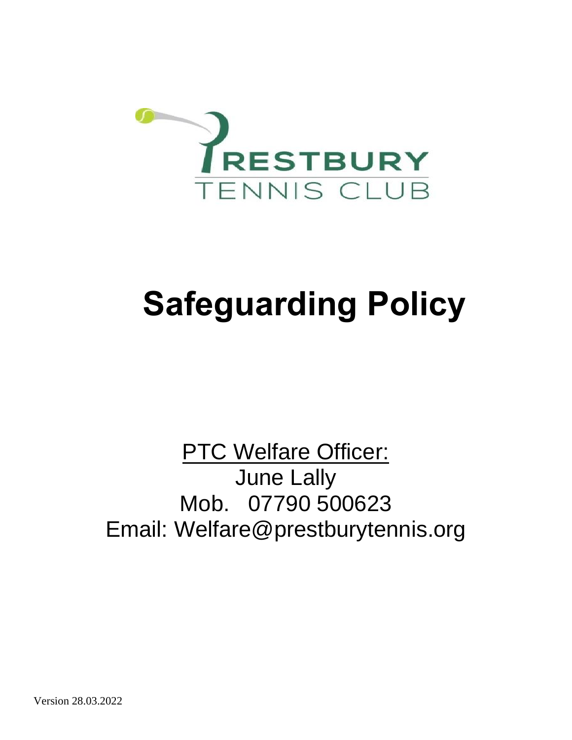PRESTBURY
TENNIS CLUB

# Safeguarding Policy

PTC Welfare Officer:
June Lally
Mob. 07790 500623
Email: Welfare@prestburytennis.org

Version 28.03.2022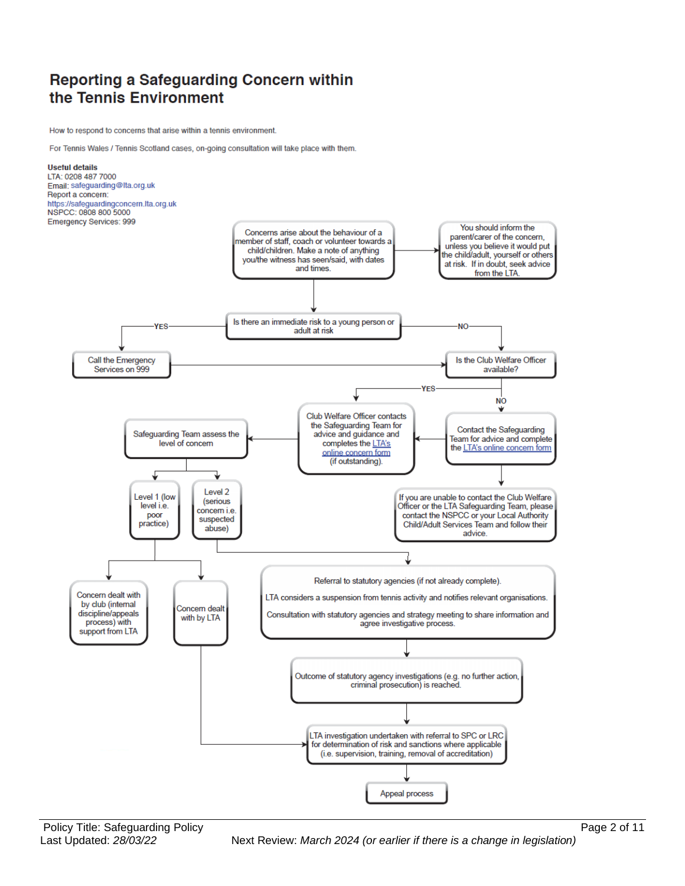# Reporting a Safeguarding Concern within the Tennis Environment

How to respond to concerns that arise within a tennis environment.

For Tennis Wales / Tennis Scotland cases, on-going consultation will take place with them.

**Useful details**
LTA: 0208 487 7000
Email: safeguarding@lta.org.uk
Report a concern:
https://safeguardingconcern.lta.org.uk
NSPCC: 0808 800 5000
Emergency Services: 999

Concerns arise about the behaviour of a member of staff, coach or volunteer towards a child/children. Make a note of anything you/the witness has seen/said, with dates and times.

→ You should inform the parent/carer of the concern, unless you believe it would put the child/adult, yourself or others at risk. If in doubt, seek advice from the LTA.

Is there an immediate risk to a young person or adult at risk

- YES → Call the Emergency Services on 999 → Is the Club Welfare Officer available?
- NO → Is the Club Welfare Officer available?

Is the Club Welfare Officer available?

- YES → Club Welfare Officer contacts the Safeguarding Team for advice and guidance and completes the LTA's online concern form (if outstanding).
- NO → Contact the Safeguarding Team for advice and complete the LTA's online concern form → Club Welfare Officer contacts the Safeguarding Team…
  - If you are unable to contact the Club Welfare Officer or the LTA Safeguarding Team, please contact the NSPCC or your Local Authority Child/Adult Services Team and follow their advice.

Safeguarding Team assess the level of concern

- Level 1 (low level i.e. poor practice)
  - Concern dealt with by club (internal discipline/appeals process) with support from LTA
  - Concern dealt with by LTA → LTA investigation undertaken with referral to SPC or LRC for determination of risk and sanctions where applicable (i.e. supervision, training, removal of accreditation)
- Level 2 (serious concern i.e. suspected abuse)
  - Referral to statutory agencies (if not already complete).
    LTA considers a suspension from tennis activity and notifies relevant organisations.
    Consultation with statutory agencies and strategy meeting to share information and agree investigative process.
  - → Outcome of statutory agency investigations (e.g. no further action, criminal prosecution) is reached.
  - → LTA investigation undertaken with referral to SPC or LRC for determination of risk and sanctions where applicable (i.e. supervision, training, removal of accreditation)
  - → Appeal process

Policy Title: Safeguarding Policy
Last Updated: *28/03/22*
Next Review: *March 2024 (or earlier if there is a change in legislation)*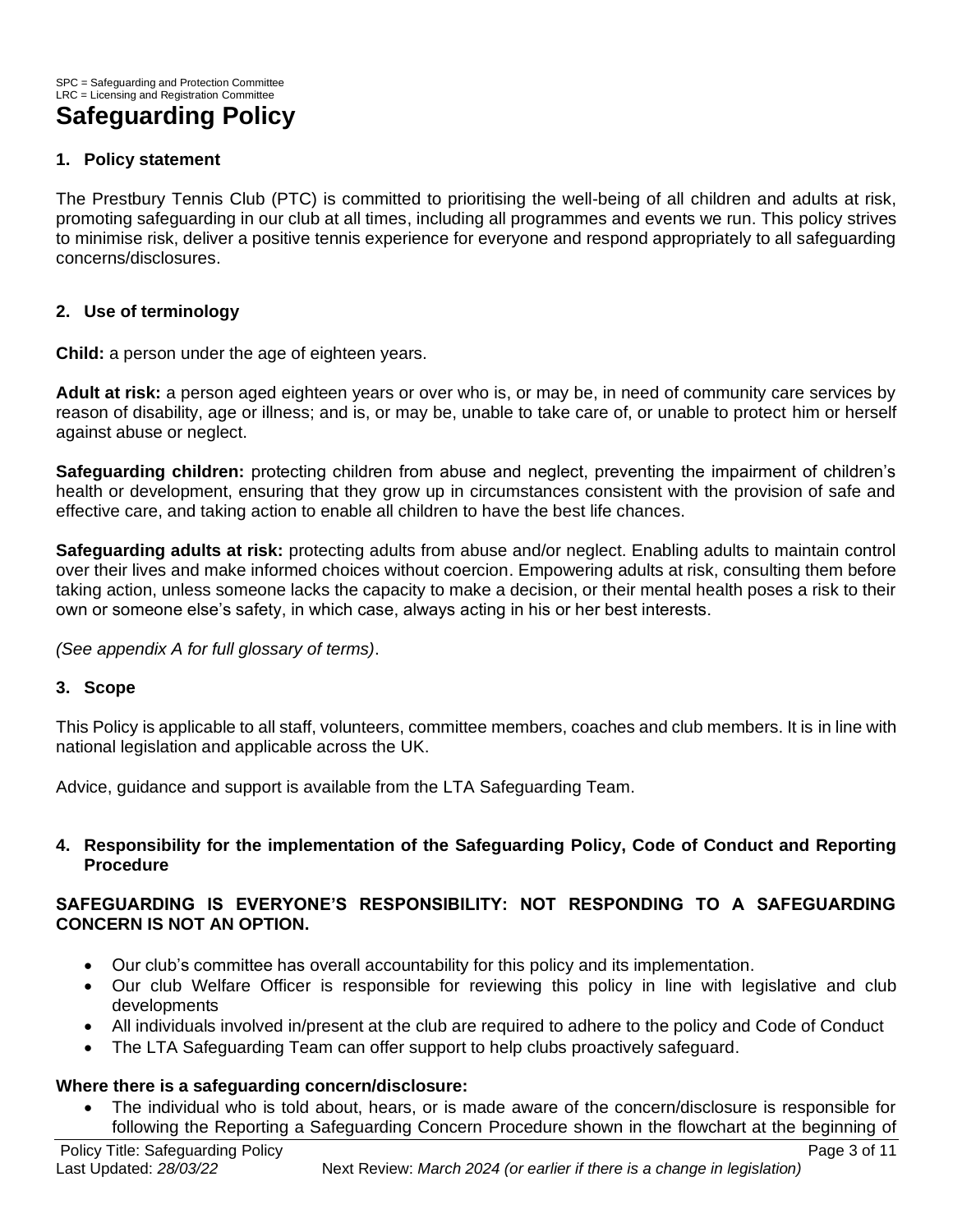SPC = Safeguarding and Protection Committee
LRC = Licensing and Registration Committee

# Safeguarding Policy

## 1. Policy statement

The Prestbury Tennis Club (PTC) is committed to prioritising the well-being of all children and adults at risk, promoting safeguarding in our club at all times, including all programmes and events we run. This policy strives to minimise risk, deliver a positive tennis experience for everyone and respond appropriately to all safeguarding concerns/disclosures.

## 2. Use of terminology

**Child:** a person under the age of eighteen years.

**Adult at risk:** a person aged eighteen years or over who is, or may be, in need of community care services by reason of disability, age or illness; and is, or may be, unable to take care of, or unable to protect him or herself against abuse or neglect.

**Safeguarding children:** protecting children from abuse and neglect, preventing the impairment of children's health or development, ensuring that they grow up in circumstances consistent with the provision of safe and effective care, and taking action to enable all children to have the best life chances.

**Safeguarding adults at risk:** protecting adults from abuse and/or neglect. Enabling adults to maintain control over their lives and make informed choices without coercion. Empowering adults at risk, consulting them before taking action, unless someone lacks the capacity to make a decision, or their mental health poses a risk to their own or someone else's safety, in which case, always acting in his or her best interests.

*(See appendix A for full glossary of terms)*.

## 3. Scope

This Policy is applicable to all staff, volunteers, committee members, coaches and club members. It is in line with national legislation and applicable across the UK.

Advice, guidance and support is available from the LTA Safeguarding Team.

## 4. Responsibility for the implementation of the Safeguarding Policy, Code of Conduct and Reporting Procedure

**SAFEGUARDING IS EVERYONE'S RESPONSIBILITY: NOT RESPONDING TO A SAFEGUARDING CONCERN IS NOT AN OPTION.**

- Our club's committee has overall accountability for this policy and its implementation.
- Our club Welfare Officer is responsible for reviewing this policy in line with legislative and club developments
- All individuals involved in/present at the club are required to adhere to the policy and Code of Conduct
- The LTA Safeguarding Team can offer support to help clubs proactively safeguard.

**Where there is a safeguarding concern/disclosure:**

- The individual who is told about, hears, or is made aware of the concern/disclosure is responsible for following the Reporting a Safeguarding Concern Procedure shown in the flowchart at the beginning of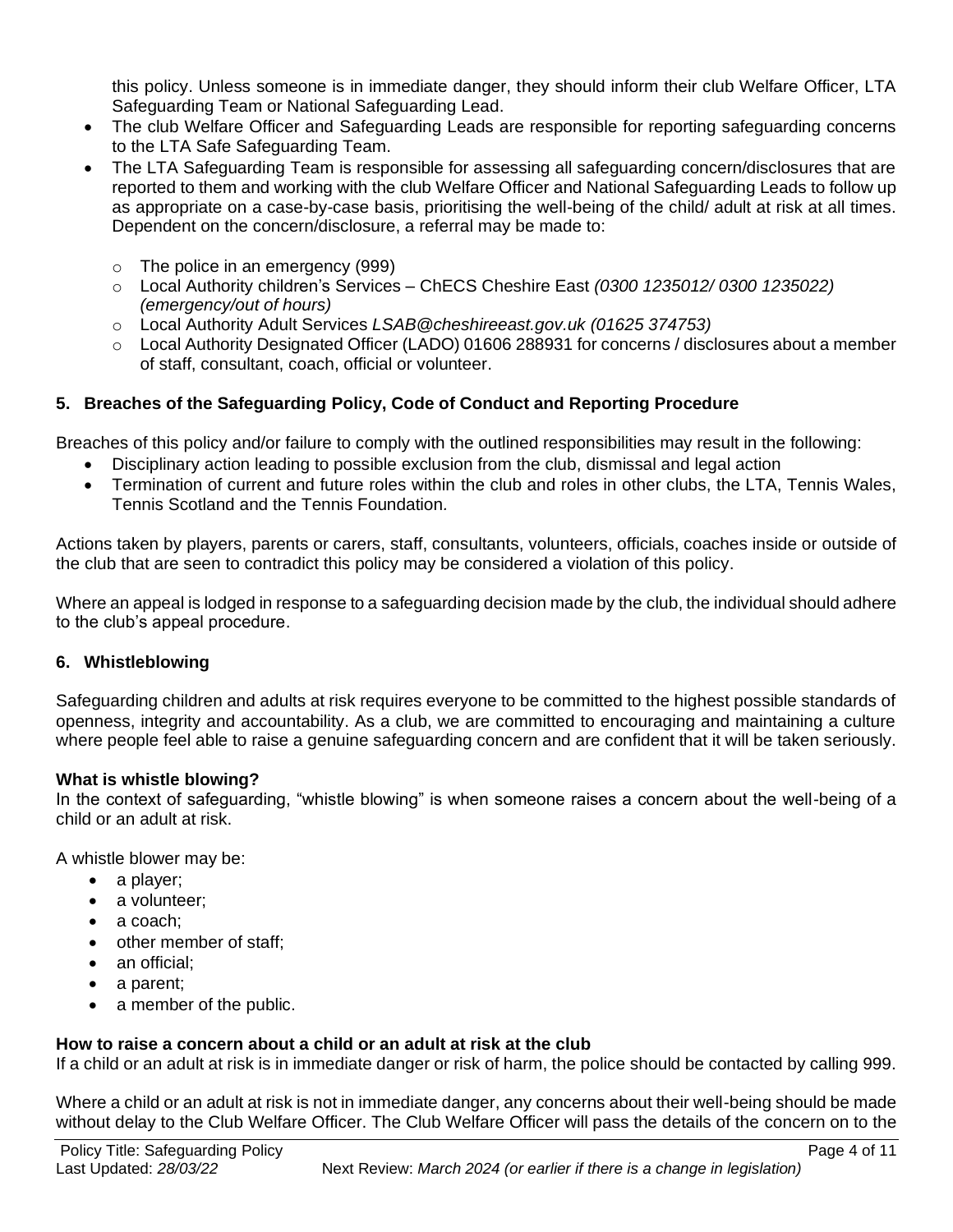this policy. Unless someone is in immediate danger, they should inform their club Welfare Officer, LTA Safeguarding Team or National Safeguarding Lead.

- The club Welfare Officer and Safeguarding Leads are responsible for reporting safeguarding concerns to the LTA Safe Safeguarding Team.
- The LTA Safeguarding Team is responsible for assessing all safeguarding concern/disclosures that are reported to them and working with the club Welfare Officer and National Safeguarding Leads to follow up as appropriate on a case-by-case basis, prioritising the well-being of the child/ adult at risk at all times. Dependent on the concern/disclosure, a referral may be made to:
    - The police in an emergency (999)
    - Local Authority children's Services – ChECS Cheshire East *(0300 1235012/ 0300 1235022) (emergency/out of hours)*
    - Local Authority Adult Services *LSAB@cheshireeast.gov.uk (01625 374753)*
    - Local Authority Designated Officer (LADO) 01606 288931 for concerns / disclosures about a member of staff, consultant, coach, official or volunteer.

## 5. Breaches of the Safeguarding Policy, Code of Conduct and Reporting Procedure

Breaches of this policy and/or failure to comply with the outlined responsibilities may result in the following:

- Disciplinary action leading to possible exclusion from the club, dismissal and legal action
- Termination of current and future roles within the club and roles in other clubs, the LTA, Tennis Wales, Tennis Scotland and the Tennis Foundation.

Actions taken by players, parents or carers, staff, consultants, volunteers, officials, coaches inside or outside of the club that are seen to contradict this policy may be considered a violation of this policy.

Where an appeal is lodged in response to a safeguarding decision made by the club, the individual should adhere to the club's appeal procedure.

## 6. Whistleblowing

Safeguarding children and adults at risk requires everyone to be committed to the highest possible standards of openness, integrity and accountability. As a club, we are committed to encouraging and maintaining a culture where people feel able to raise a genuine safeguarding concern and are confident that it will be taken seriously.

**What is whistle blowing?**

In the context of safeguarding, "whistle blowing" is when someone raises a concern about the well-being of a child or an adult at risk.

A whistle blower may be:

- a player;
- a volunteer;
- a coach;
- other member of staff;
- an official;
- a parent;
- a member of the public.

**How to raise a concern about a child or an adult at risk at the club**

If a child or an adult at risk is in immediate danger or risk of harm, the police should be contacted by calling 999.

Where a child or an adult at risk is not in immediate danger, any concerns about their well-being should be made without delay to the Club Welfare Officer. The Club Welfare Officer will pass the details of the concern on to the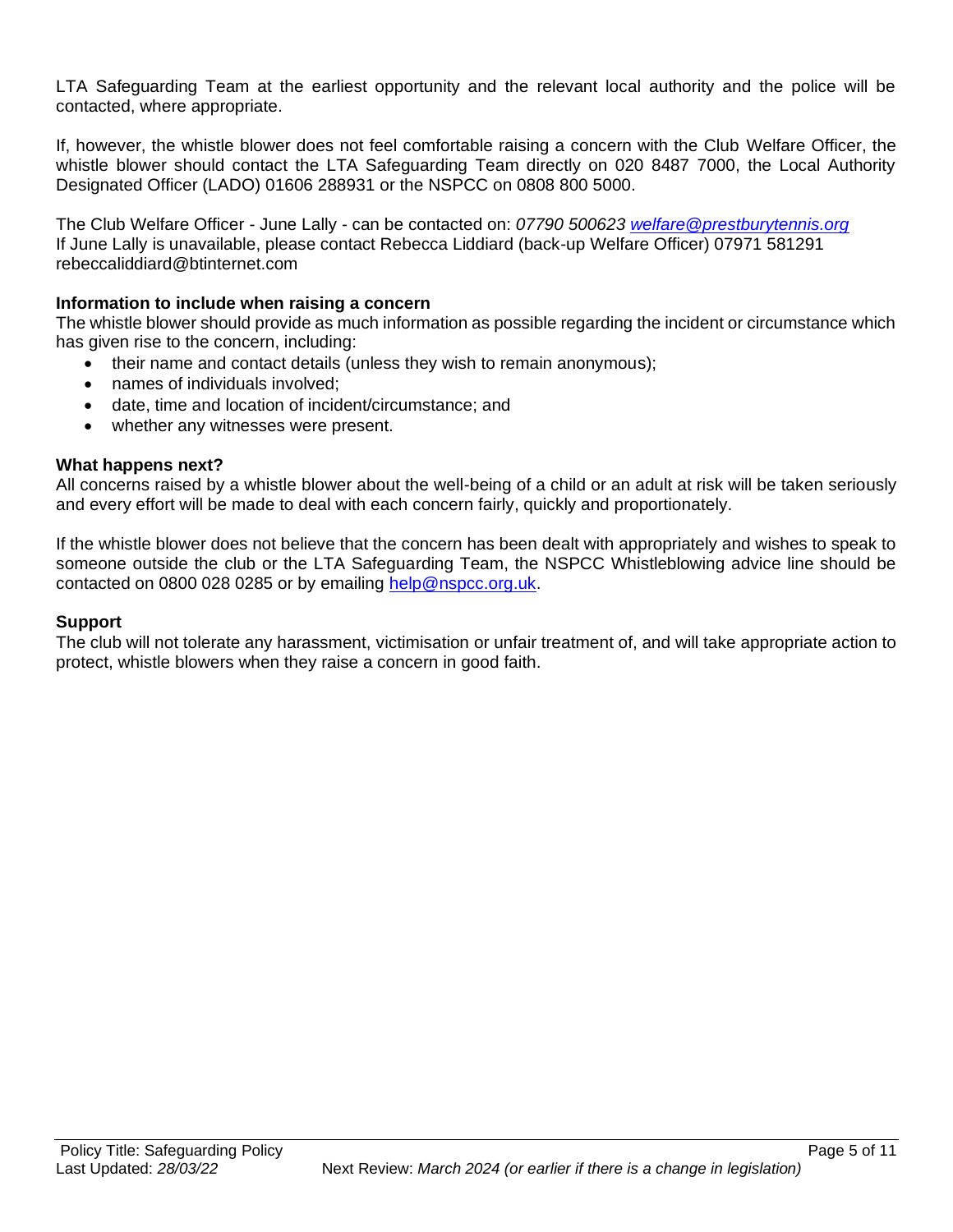LTA Safeguarding Team at the earliest opportunity and the relevant local authority and the police will be contacted, where appropriate.

If, however, the whistle blower does not feel comfortable raising a concern with the Club Welfare Officer, the whistle blower should contact the LTA Safeguarding Team directly on 020 8487 7000, the Local Authority Designated Officer (LADO) 01606 288931 or the NSPCC on 0808 800 5000.

The Club Welfare Officer - June Lally - can be contacted on: *07790 500623* *welfare@prestburytennis.org*
If June Lally is unavailable, please contact Rebecca Liddiard (back-up Welfare Officer) 07971 581291 rebeccaliddiard@btinternet.com

**Information to include when raising a concern**
The whistle blower should provide as much information as possible regarding the incident or circumstance which has given rise to the concern, including:

- their name and contact details (unless they wish to remain anonymous);
- names of individuals involved;
- date, time and location of incident/circumstance; and
- whether any witnesses were present.

**What happens next?**
All concerns raised by a whistle blower about the well-being of a child or an adult at risk will be taken seriously and every effort will be made to deal with each concern fairly, quickly and proportionately.

If the whistle blower does not believe that the concern has been dealt with appropriately and wishes to speak to someone outside the club or the LTA Safeguarding Team, the NSPCC Whistleblowing advice line should be contacted on 0800 028 0285 or by emailing help@nspcc.org.uk.

**Support**
The club will not tolerate any harassment, victimisation or unfair treatment of, and will take appropriate action to protect, whistle blowers when they raise a concern in good faith.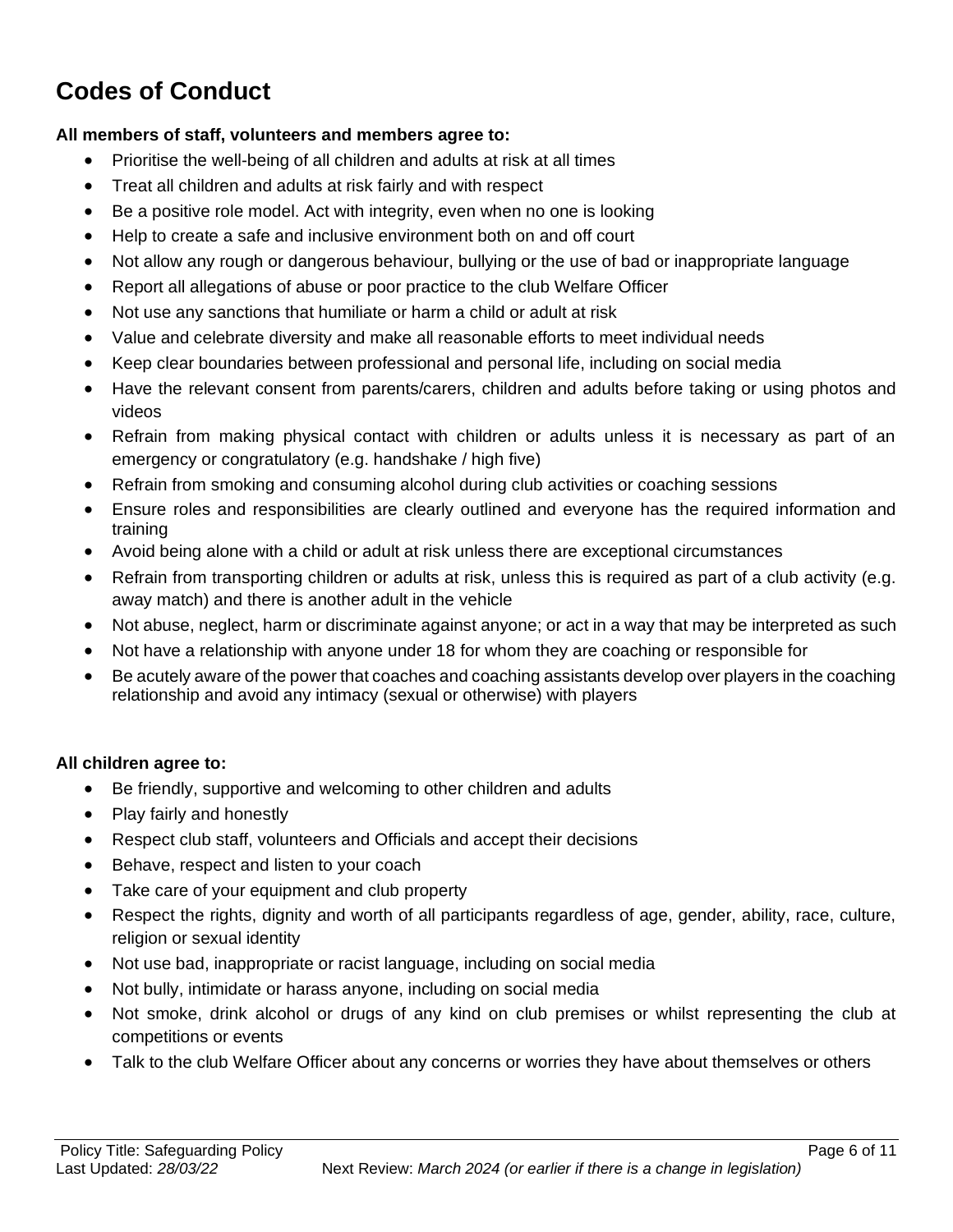# Codes of Conduct

**All members of staff, volunteers and members agree to:**

- Prioritise the well-being of all children and adults at risk at all times
- Treat all children and adults at risk fairly and with respect
- Be a positive role model. Act with integrity, even when no one is looking
- Help to create a safe and inclusive environment both on and off court
- Not allow any rough or dangerous behaviour, bullying or the use of bad or inappropriate language
- Report all allegations of abuse or poor practice to the club Welfare Officer
- Not use any sanctions that humiliate or harm a child or adult at risk
- Value and celebrate diversity and make all reasonable efforts to meet individual needs
- Keep clear boundaries between professional and personal life, including on social media
- Have the relevant consent from parents/carers, children and adults before taking or using photos and videos
- Refrain from making physical contact with children or adults unless it is necessary as part of an emergency or congratulatory (e.g. handshake / high five)
- Refrain from smoking and consuming alcohol during club activities or coaching sessions
- Ensure roles and responsibilities are clearly outlined and everyone has the required information and training
- Avoid being alone with a child or adult at risk unless there are exceptional circumstances
- Refrain from transporting children or adults at risk, unless this is required as part of a club activity (e.g. away match) and there is another adult in the vehicle
- Not abuse, neglect, harm or discriminate against anyone; or act in a way that may be interpreted as such
- Not have a relationship with anyone under 18 for whom they are coaching or responsible for
- Be acutely aware of the power that coaches and coaching assistants develop over players in the coaching relationship and avoid any intimacy (sexual or otherwise) with players

**All children agree to:**

- Be friendly, supportive and welcoming to other children and adults
- Play fairly and honestly
- Respect club staff, volunteers and Officials and accept their decisions
- Behave, respect and listen to your coach
- Take care of your equipment and club property
- Respect the rights, dignity and worth of all participants regardless of age, gender, ability, race, culture, religion or sexual identity
- Not use bad, inappropriate or racist language, including on social media
- Not bully, intimidate or harass anyone, including on social media
- Not smoke, drink alcohol or drugs of any kind on club premises or whilst representing the club at competitions or events
- Talk to the club Welfare Officer about any concerns or worries they have about themselves or others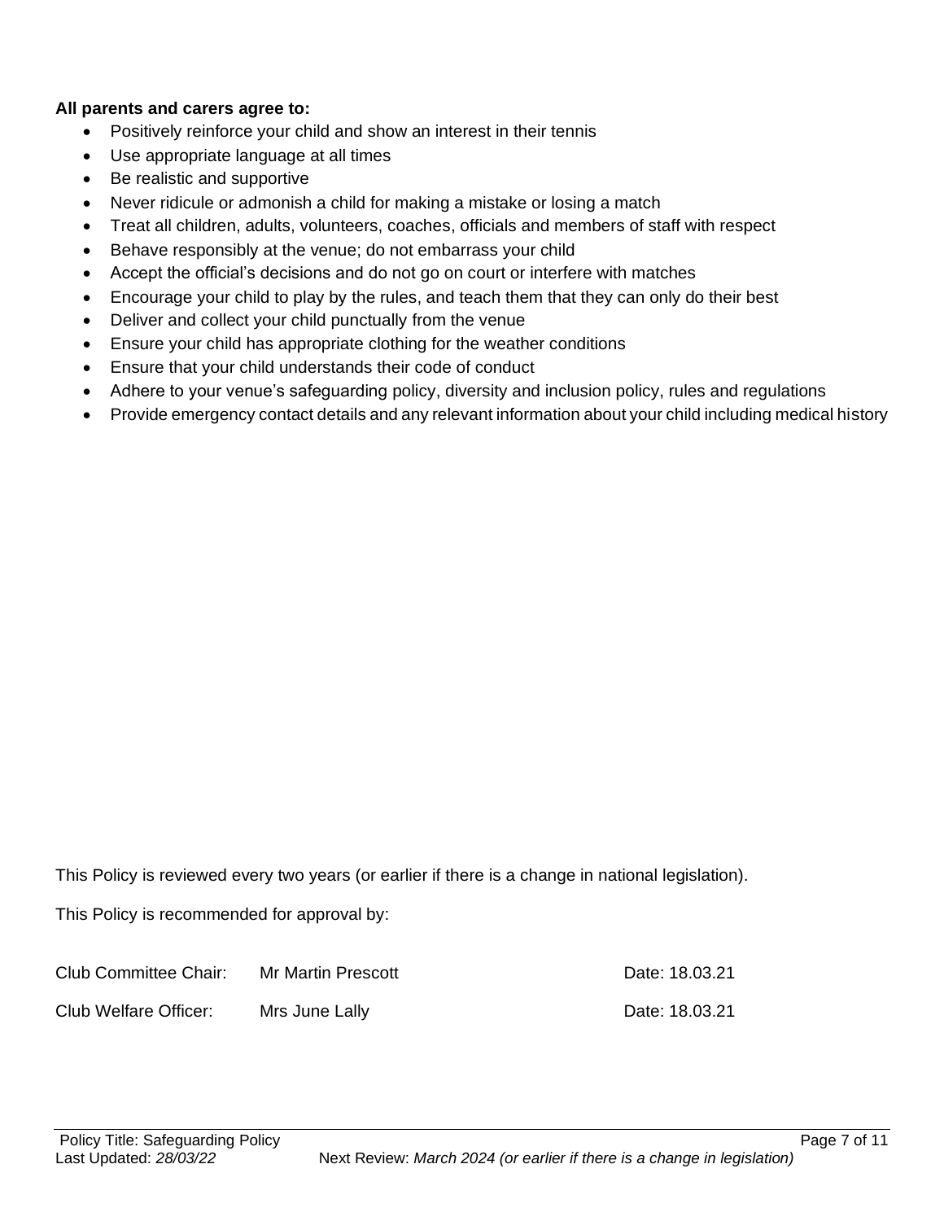**All parents and carers agree to:**

- Positively reinforce your child and show an interest in their tennis
- Use appropriate language at all times
- Be realistic and supportive
- Never ridicule or admonish a child for making a mistake or losing a match
- Treat all children, adults, volunteers, coaches, officials and members of staff with respect
- Behave responsibly at the venue; do not embarrass your child
- Accept the official's decisions and do not go on court or interfere with matches
- Encourage your child to play by the rules, and teach them that they can only do their best
- Deliver and collect your child punctually from the venue
- Ensure your child has appropriate clothing for the weather conditions
- Ensure that your child understands their code of conduct
- Adhere to your venue's safeguarding policy, diversity and inclusion policy, rules and regulations
- Provide emergency contact details and any relevant information about your child including medical history

This Policy is reviewed every two years (or earlier if there is a change in national legislation).

This Policy is recommended for approval by:

| | | |
|---|---|---|
| Club Committee Chair: | Mr Martin Prescott | Date: 18.03.21 |
| Club Welfare Officer: | Mrs June Lally | Date: 18.03.21 |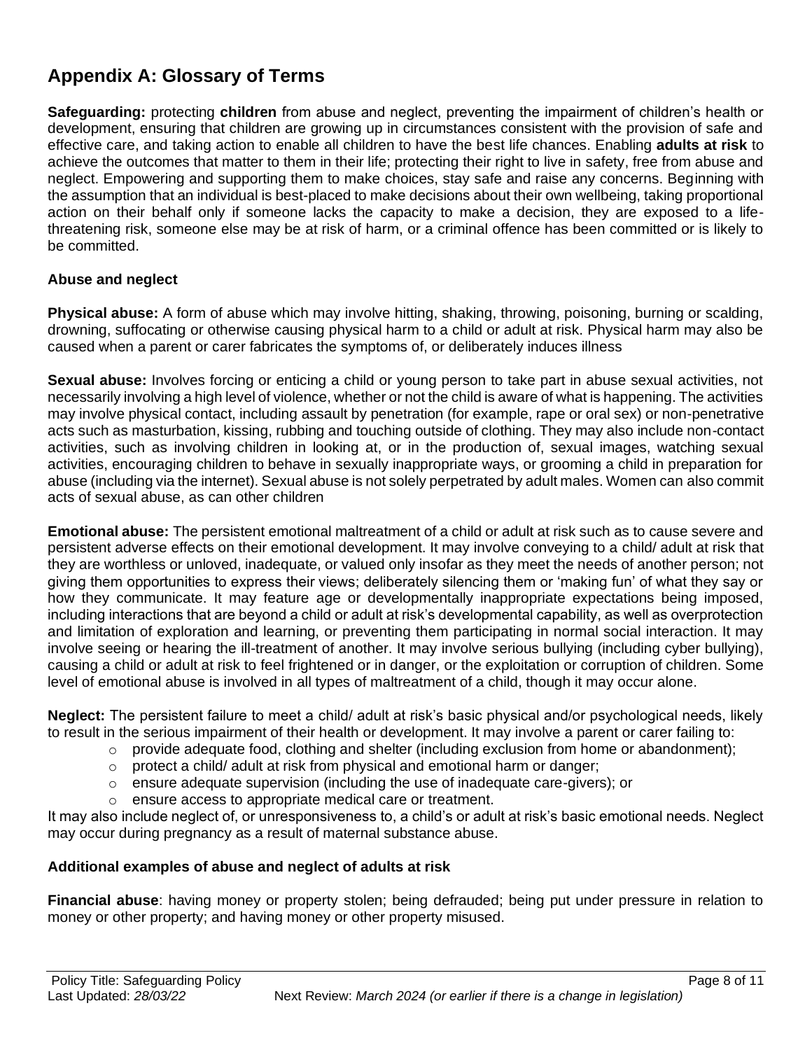# Appendix A: Glossary of Terms

**Safeguarding:** protecting **children** from abuse and neglect, preventing the impairment of children's health or development, ensuring that children are growing up in circumstances consistent with the provision of safe and effective care, and taking action to enable all children to have the best life chances. Enabling **adults at risk** to achieve the outcomes that matter to them in their life; protecting their right to live in safety, free from abuse and neglect. Empowering and supporting them to make choices, stay safe and raise any concerns. Beginning with the assumption that an individual is best-placed to make decisions about their own wellbeing, taking proportional action on their behalf only if someone lacks the capacity to make a decision, they are exposed to a life-threatening risk, someone else may be at risk of harm, or a criminal offence has been committed or is likely to be committed.

### Abuse and neglect

**Physical abuse:** A form of abuse which may involve hitting, shaking, throwing, poisoning, burning or scalding, drowning, suffocating or otherwise causing physical harm to a child or adult at risk. Physical harm may also be caused when a parent or carer fabricates the symptoms of, or deliberately induces illness

**Sexual abuse:** Involves forcing or enticing a child or young person to take part in abuse sexual activities, not necessarily involving a high level of violence, whether or not the child is aware of what is happening. The activities may involve physical contact, including assault by penetration (for example, rape or oral sex) or non-penetrative acts such as masturbation, kissing, rubbing and touching outside of clothing. They may also include non-contact activities, such as involving children in looking at, or in the production of, sexual images, watching sexual activities, encouraging children to behave in sexually inappropriate ways, or grooming a child in preparation for abuse (including via the internet). Sexual abuse is not solely perpetrated by adult males. Women can also commit acts of sexual abuse, as can other children

**Emotional abuse:** The persistent emotional maltreatment of a child or adult at risk such as to cause severe and persistent adverse effects on their emotional development. It may involve conveying to a child/ adult at risk that they are worthless or unloved, inadequate, or valued only insofar as they meet the needs of another person; not giving them opportunities to express their views; deliberately silencing them or 'making fun' of what they say or how they communicate. It may feature age or developmentally inappropriate expectations being imposed, including interactions that are beyond a child or adult at risk's developmental capability, as well as overprotection and limitation of exploration and learning, or preventing them participating in normal social interaction. It may involve seeing or hearing the ill-treatment of another. It may involve serious bullying (including cyber bullying), causing a child or adult at risk to feel frightened or in danger, or the exploitation or corruption of children. Some level of emotional abuse is involved in all types of maltreatment of a child, though it may occur alone.

**Neglect:** The persistent failure to meet a child/ adult at risk's basic physical and/or psychological needs, likely to result in the serious impairment of their health or development. It may involve a parent or carer failing to:

- provide adequate food, clothing and shelter (including exclusion from home or abandonment);
- protect a child/ adult at risk from physical and emotional harm or danger;
- ensure adequate supervision (including the use of inadequate care-givers); or
- ensure access to appropriate medical care or treatment.

It may also include neglect of, or unresponsiveness to, a child's or adult at risk's basic emotional needs. Neglect may occur during pregnancy as a result of maternal substance abuse.

### Additional examples of abuse and neglect of adults at risk

**Financial abuse**: having money or property stolen; being defrauded; being put under pressure in relation to money or other property; and having money or other property misused.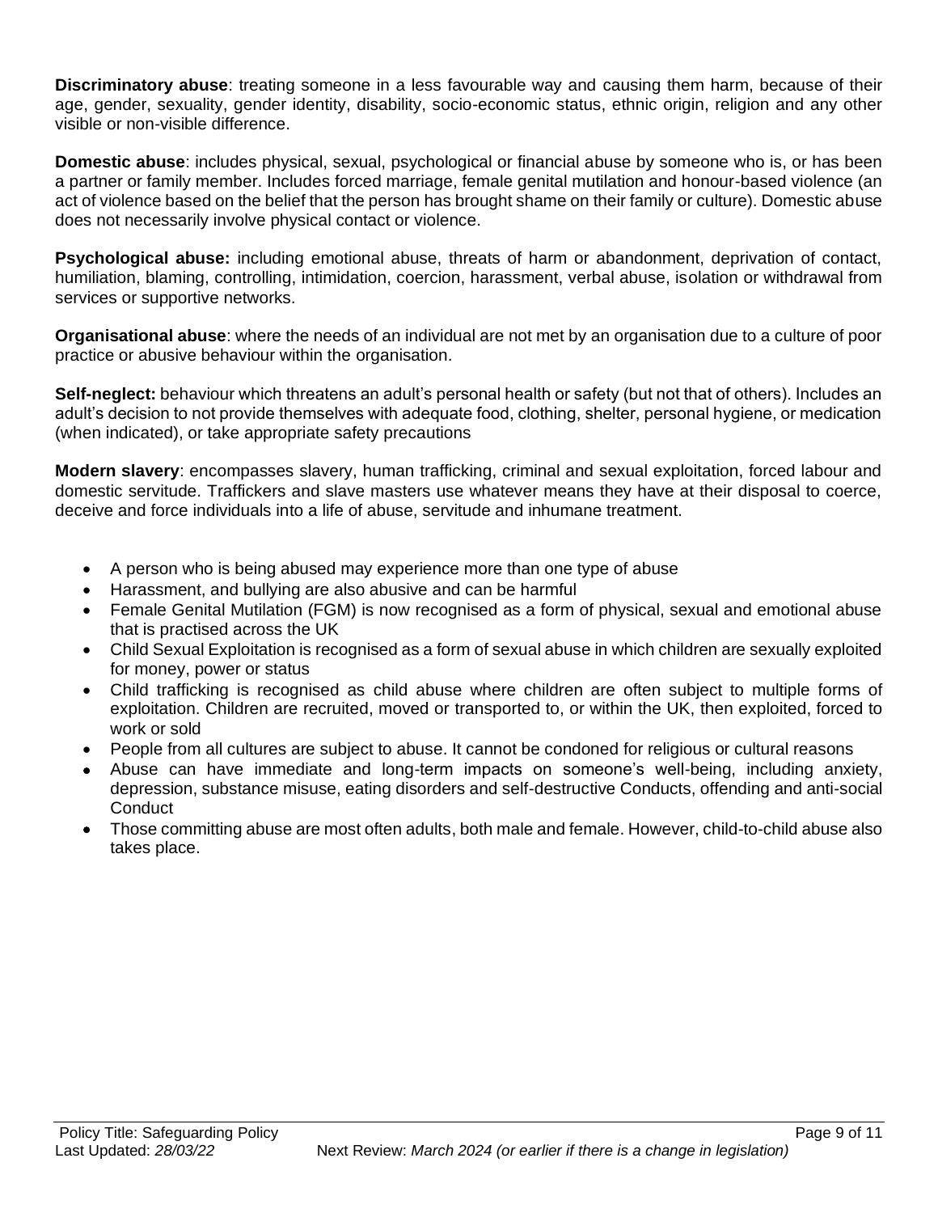**Discriminatory abuse**: treating someone in a less favourable way and causing them harm, because of their age, gender, sexuality, gender identity, disability, socio-economic status, ethnic origin, religion and any other visible or non-visible difference.

**Domestic abuse**: includes physical, sexual, psychological or financial abuse by someone who is, or has been a partner or family member. Includes forced marriage, female genital mutilation and honour-based violence (an act of violence based on the belief that the person has brought shame on their family or culture). Domestic abuse does not necessarily involve physical contact or violence.

**Psychological abuse:** including emotional abuse, threats of harm or abandonment, deprivation of contact, humiliation, blaming, controlling, intimidation, coercion, harassment, verbal abuse, isolation or withdrawal from services or supportive networks.

**Organisational abuse**: where the needs of an individual are not met by an organisation due to a culture of poor practice or abusive behaviour within the organisation.

**Self-neglect:** behaviour which threatens an adult's personal health or safety (but not that of others). Includes an adult's decision to not provide themselves with adequate food, clothing, shelter, personal hygiene, or medication (when indicated), or take appropriate safety precautions

**Modern slavery**: encompasses slavery, human trafficking, criminal and sexual exploitation, forced labour and domestic servitude. Traffickers and slave masters use whatever means they have at their disposal to coerce, deceive and force individuals into a life of abuse, servitude and inhumane treatment.

- A person who is being abused may experience more than one type of abuse
- Harassment, and bullying are also abusive and can be harmful
- Female Genital Mutilation (FGM) is now recognised as a form of physical, sexual and emotional abuse that is practised across the UK
- Child Sexual Exploitation is recognised as a form of sexual abuse in which children are sexually exploited for money, power or status
- Child trafficking is recognised as child abuse where children are often subject to multiple forms of exploitation. Children are recruited, moved or transported to, or within the UK, then exploited, forced to work or sold
- People from all cultures are subject to abuse. It cannot be condoned for religious or cultural reasons
- Abuse can have immediate and long-term impacts on someone's well-being, including anxiety, depression, substance misuse, eating disorders and self-destructive Conducts, offending and anti-social Conduct
- Those committing abuse are most often adults, both male and female. However, child-to-child abuse also takes place.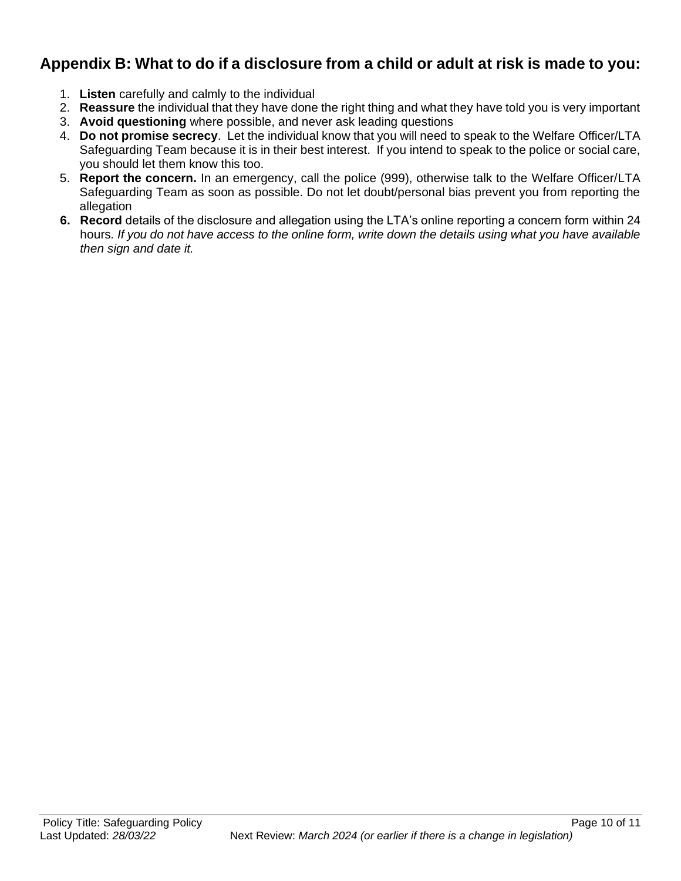## Appendix B: What to do if a disclosure from a child or adult at risk is made to you:

1. **Listen** carefully and calmly to the individual
2. **Reassure** the individual that they have done the right thing and what they have told you is very important
3. **Avoid questioning** where possible, and never ask leading questions
4. **Do not promise secrecy**. Let the individual know that you will need to speak to the Welfare Officer/LTA Safeguarding Team because it is in their best interest. If you intend to speak to the police or social care, you should let them know this too.
5. **Report the concern.** In an emergency, call the police (999), otherwise talk to the Welfare Officer/LTA Safeguarding Team as soon as possible. Do not let doubt/personal bias prevent you from reporting the allegation
6. **Record** details of the disclosure and allegation using the LTA's online reporting a concern form within 24 hours. *If you do not have access to the online form, write down the details using what you have available then sign and date it.*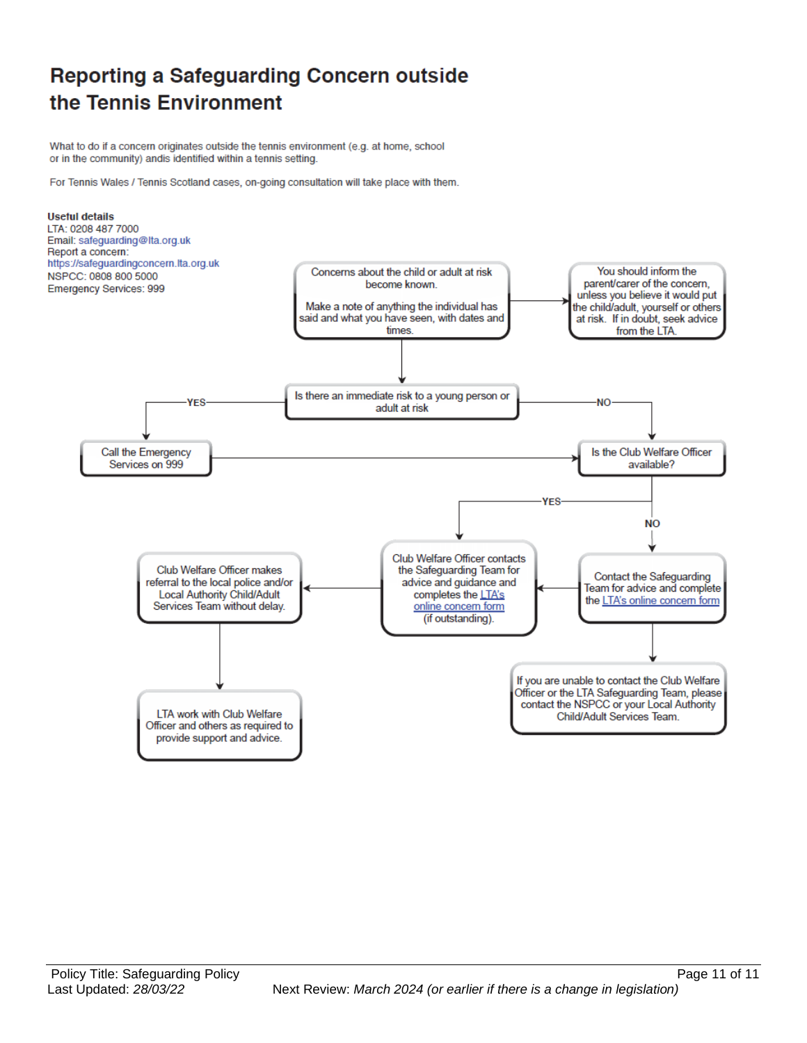# Reporting a Safeguarding Concern outside the Tennis Environment

What to do if a concern originates outside the tennis environment (e.g. at home, school or in the community) andis identified within a tennis setting.

For Tennis Wales / Tennis Scotland cases, on-going consultation will take place with them.

**Useful details**
LTA: 0208 487 7000
Email: safeguarding@lta.org.uk
Report a concern:
https://safeguardingconcern.lta.org.uk
NSPCC: 0808 800 5000
Emergency Services: 999

Concerns about the child or adult at risk become known.

Make a note of anything the individual has said and what you have seen, with dates and times.

You should inform the parent/carer of the concern, unless you believe it would put the child/adult, yourself or others at risk. If in doubt, seek advice from the LTA.

Is there an immediate risk to a young person or adult at risk

YES

NO

Call the Emergency Services on 999

Is the Club Welfare Officer available?

YES

NO

Club Welfare Officer contacts the Safeguarding Team for advice and guidance and completes the LTA's online concern form (if outstanding).

Contact the Safeguarding Team for advice and complete the LTA's online concern form

Club Welfare Officer makes referral to the local police and/or Local Authority Child/Adult Services Team without delay.

LTA work with Club Welfare Officer and others as required to provide support and advice.

If you are unable to contact the Club Welfare Officer or the LTA Safeguarding Team, please contact the NSPCC or your Local Authority Child/Adult Services Team.

Policy Title: Safeguarding Policy
Last Updated: *28/03/22* Next Review: *March 2024 (or earlier if there is a change in legislation)*